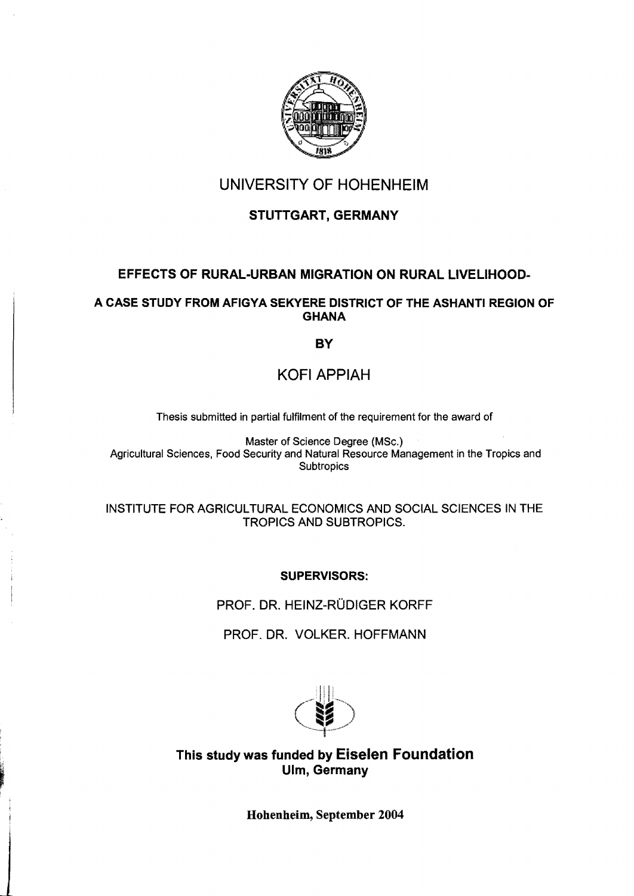# UNIVERSITY OF HOHENHEIM

## STUTTGART, GERMANY

### EFFECTS OF RURAL-URBAN MIGRATION ON RURAL LIVELIHOOD-

### A CASE STUDY FROM AFIGYA SEKYERE DISTRICT OF THE ASHANTI REGION OF GHANA

**BY**

## KOFI APPIAH

Thesis submitted in partial fulfilment of the requirement for the award of

Master of Science Degree (MSc.)
Agricultural Sciences, Food Security and Natural Resource Management in the Tropics and Subtropics

INSTITUTE FOR AGRICULTURAL ECONOMICS AND SOCIAL SCIENCES IN THE TROPICS AND SUBTROPICS.

**SUPERVISORS:**

PROF. DR. HEINZ-RÜDIGER KORFF

PROF. DR. VOLKER. HOFFMANN

**This study was funded by Eiselen Foundation**
**Ulm, Germany**

**Hohenheim, September 2004**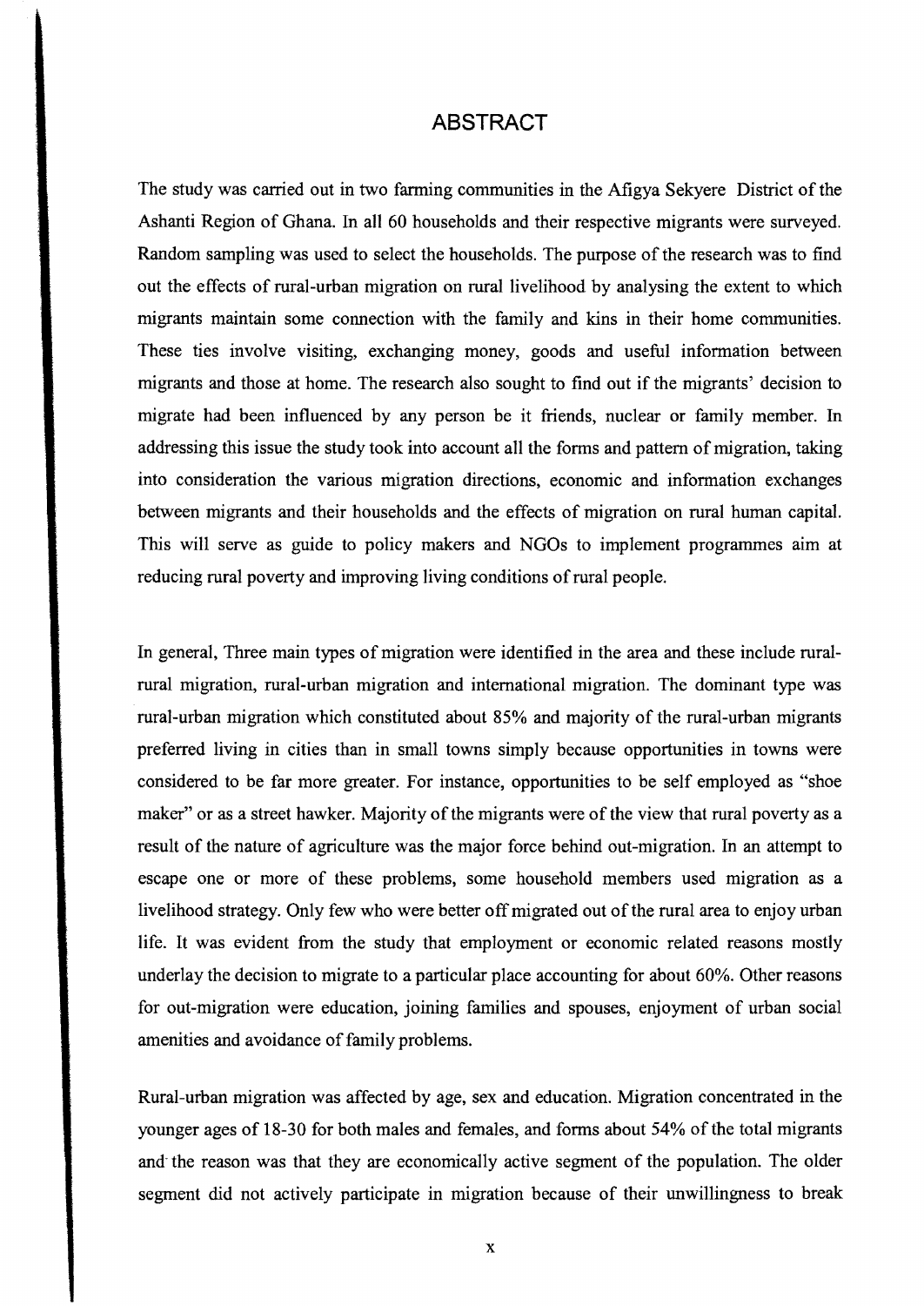## ABSTRACT

The study was carried out in two farming communities in the Afigya Sekyere District of the Ashanti Region of Ghana. In all 60 households and their respective migrants were surveyed. Random sampling was used to select the households. The purpose of the research was to find out the effects of rural-urban migration on rural livelihood by analysing the extent to which migrants maintain some connection with the family and kins in their home communities. These ties involve visiting, exchanging money, goods and useful information between migrants and those at home. The research also sought to find out if the migrants' decision to migrate had been influenced by any person be it friends, nuclear or family member. In addressing this issue the study took into account all the forms and pattern of migration, taking into consideration the various migration directions, economic and information exchanges between migrants and their households and the effects of migration on rural human capital. This will serve as guide to policy makers and NGOs to implement programmes aim at reducing rural poverty and improving living conditions of rural people.

In general, Three main types of migration were identified in the area and these include rural-rural migration, rural-urban migration and international migration. The dominant type was rural-urban migration which constituted about 85% and majority of the rural-urban migrants preferred living in cities than in small towns simply because opportunities in towns were considered to be far more greater. For instance, opportunities to be self employed as "shoe maker" or as a street hawker. Majority of the migrants were of the view that rural poverty as a result of the nature of agriculture was the major force behind out-migration. In an attempt to escape one or more of these problems, some household members used migration as a livelihood strategy. Only few who were better off migrated out of the rural area to enjoy urban life. It was evident from the study that employment or economic related reasons mostly underlay the decision to migrate to a particular place accounting for about 60%. Other reasons for out-migration were education, joining families and spouses, enjoyment of urban social amenities and avoidance of family problems.

Rural-urban migration was affected by age, sex and education. Migration concentrated in the younger ages of 18-30 for both males and females, and forms about 54% of the total migrants and the reason was that they are economically active segment of the population. The older segment did not actively participate in migration because of their unwillingness to break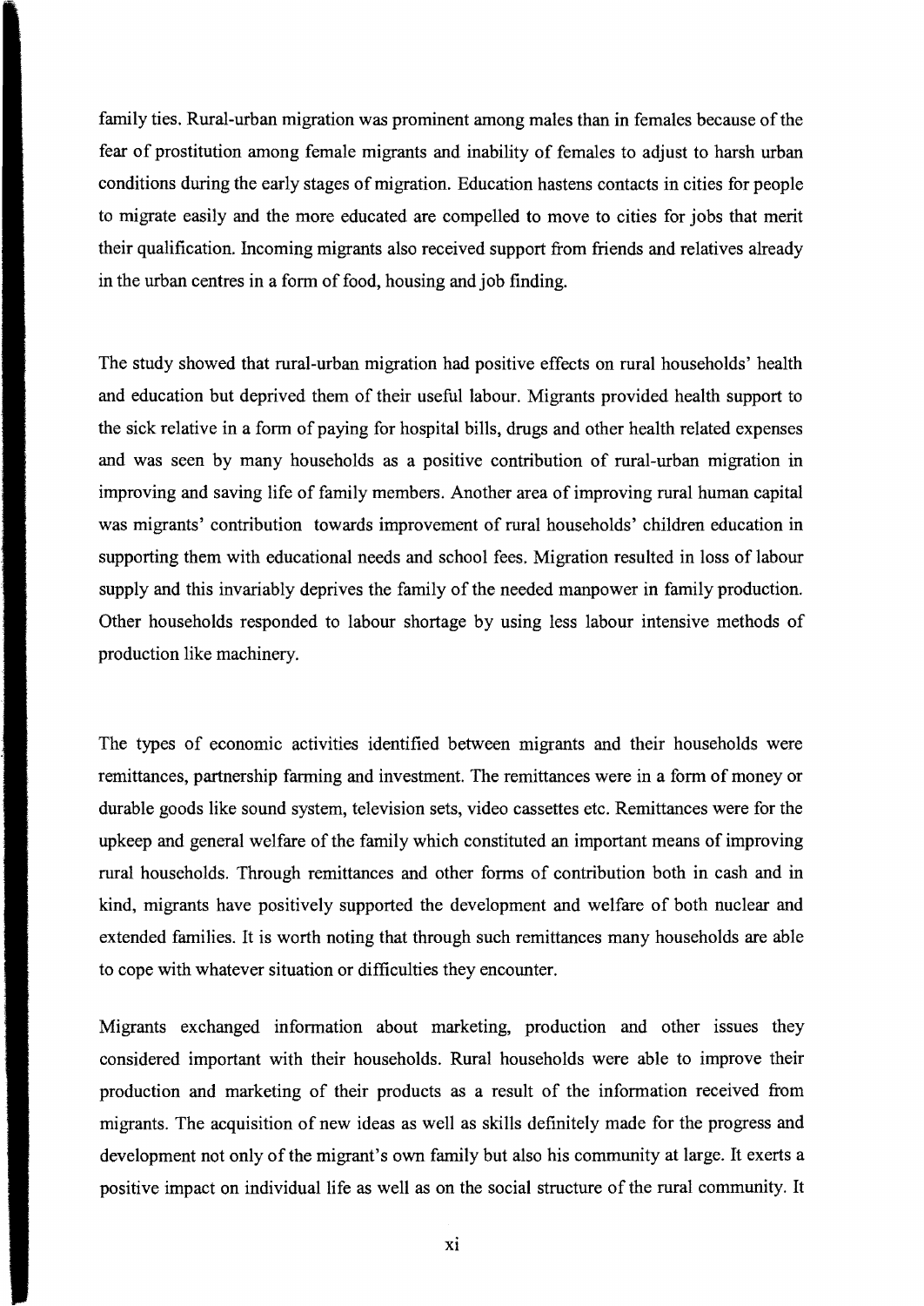family ties. Rural-urban migration was prominent among males than in females because of the fear of prostitution among female migrants and inability of females to adjust to harsh urban conditions during the early stages of migration. Education hastens contacts in cities for people to migrate easily and the more educated are compelled to move to cities for jobs that merit their qualification. Incoming migrants also received support from friends and relatives already in the urban centres in a form of food, housing and job finding.

The study showed that rural-urban migration had positive effects on rural households' health and education but deprived them of their useful labour. Migrants provided health support to the sick relative in a form of paying for hospital bills, drugs and other health related expenses and was seen by many households as a positive contribution of rural-urban migration in improving and saving life of family members. Another area of improving rural human capital was migrants' contribution towards improvement of rural households' children education in supporting them with educational needs and school fees. Migration resulted in loss of labour supply and this invariably deprives the family of the needed manpower in family production. Other households responded to labour shortage by using less labour intensive methods of production like machinery.

The types of economic activities identified between migrants and their households were remittances, partnership farming and investment. The remittances were in a form of money or durable goods like sound system, television sets, video cassettes etc. Remittances were for the upkeep and general welfare of the family which constituted an important means of improving rural households. Through remittances and other forms of contribution both in cash and in kind, migrants have positively supported the development and welfare of both nuclear and extended families. It is worth noting that through such remittances many households are able to cope with whatever situation or difficulties they encounter.

Migrants exchanged information about marketing, production and other issues they considered important with their households. Rural households were able to improve their production and marketing of their products as a result of the information received from migrants. The acquisition of new ideas as well as skills definitely made for the progress and development not only of the migrant's own family but also his community at large. It exerts a positive impact on individual life as well as on the social structure of the rural community. It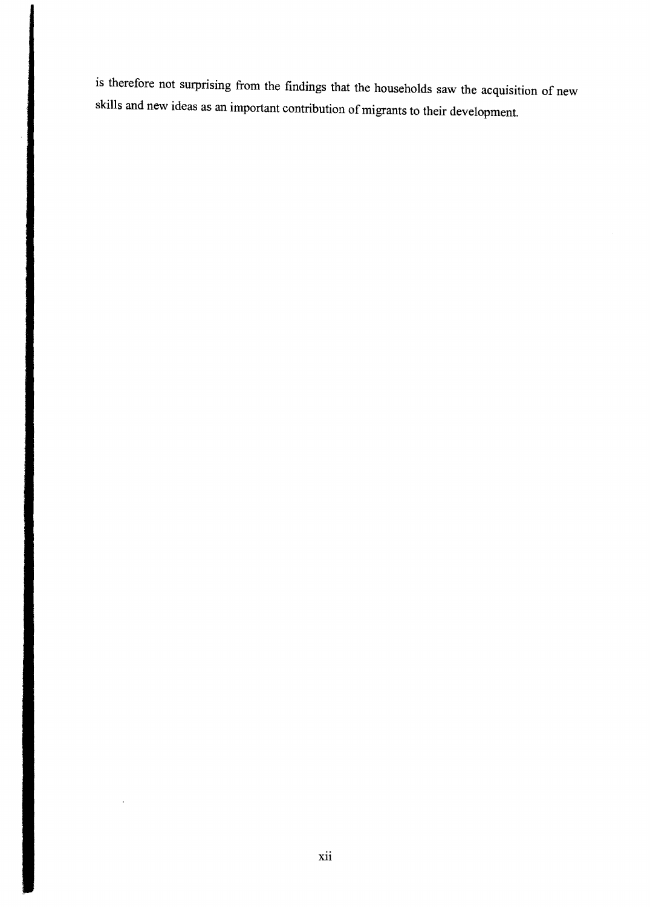is therefore not surprising from the findings that the households saw the acquisition of new skills and new ideas as an important contribution of migrants to their development.